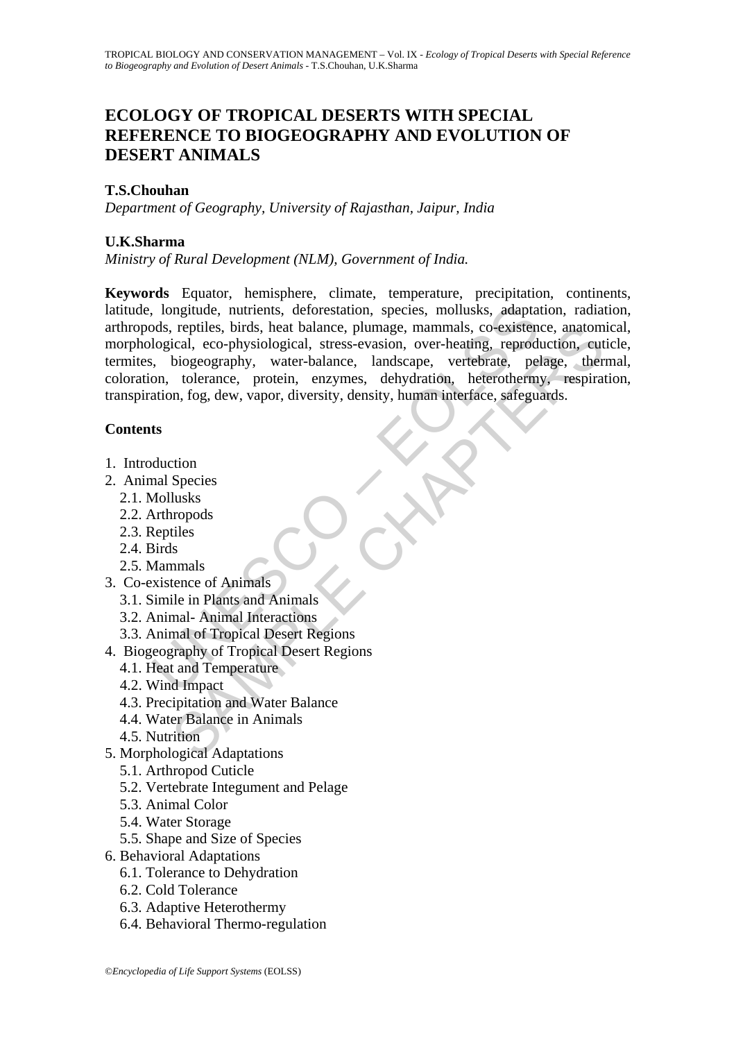# ECOLOGY OF TROPICAL DESERTS WITH SPECIAL REFERENCE TO BIOGEOGRAPHY AND EVOLUTION OF DESERT ANIMALS

**T.S.Chouhan**

*Department of Geography, University of Rajasthan, Jaipur, India*

**U.K.Sharma**

*Ministry of Rural Development (NLM), Government of India.*

**Keywords** Equator, hemisphere, climate, temperature, precipitation, continents, latitude, longitude, nutrients, deforestation, species, mollusks, adaptation, radiation, arthropods, reptiles, birds, heat balance, plumage, mammals, co-existence, anatomical, morphological, eco-physiological, stress-evasion, over-heating, reproduction, cuticle, termites, biogeography, water-balance, landscape, vertebrate, pelage, thermal, coloration, tolerance, protein, enzymes, dehydration, heterothermy, respiration, transpiration, fog, dew, vapor, diversity, density, human interface, safeguards.

**Contents**

1. Introduction
2. Animal Species
   2.1. Mollusks
   2.2. Arthropods
   2.3. Reptiles
   2.4. Birds
   2.5. Mammals
3. Co-existence of Animals
   3.1. Simile in Plants and Animals
   3.2. Animal- Animal Interactions
   3.3. Animal of Tropical Desert Regions
4. Biogeography of Tropical Desert Regions
   4.1. Heat and Temperature
   4.2. Wind Impact
   4.3. Precipitation and Water Balance
   4.4. Water Balance in Animals
   4.5. Nutrition
5. Morphological Adaptations
   5.1. Arthropod Cuticle
   5.2. Vertebrate Integument and Pelage
   5.3. Animal Color
   5.4. Water Storage
   5.5. Shape and Size of Species
6. Behavioral Adaptations
   6.1. Tolerance to Dehydration
   6.2. Cold Tolerance
   6.3. Adaptive Heterothermy
   6.4. Behavioral Thermo-regulation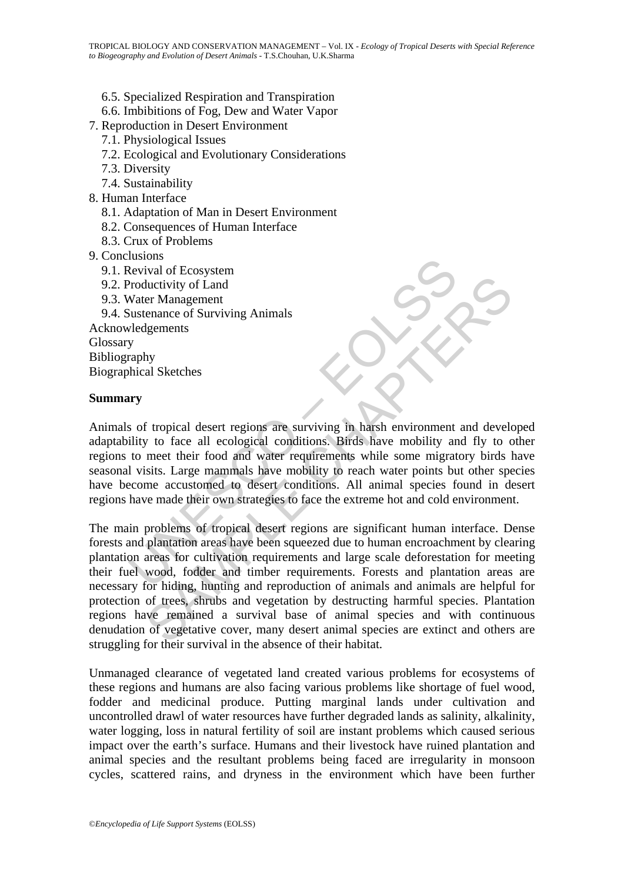6.5. Specialized Respiration and Transpiration
    6.6. Imbibitions of Fog, Dew and Water Vapor
7. Reproduction in Desert Environment
    7.1. Physiological Issues
    7.2. Ecological and Evolutionary Considerations
    7.3. Diversity
    7.4. Sustainability
8. Human Interface
    8.1. Adaptation of Man in Desert Environment
    8.2. Consequences of Human Interface
    8.3. Crux of Problems
9. Conclusions
    9.1. Revival of Ecosystem
    9.2. Productivity of Land
    9.3. Water Management
    9.4. Sustenance of Surviving Animals

Acknowledgements
Glossary
Bibliography
Biographical Sketches

## Summary

Animals of tropical desert regions are surviving in harsh environment and developed adaptability to face all ecological conditions. Birds have mobility and fly to other regions to meet their food and water requirements while some migratory birds have seasonal visits. Large mammals have mobility to reach water points but other species have become accustomed to desert conditions. All animal species found in desert regions have made their own strategies to face the extreme hot and cold environment.

The main problems of tropical desert regions are significant human interface. Dense forests and plantation areas have been squeezed due to human encroachment by clearing plantation areas for cultivation requirements and large scale deforestation for meeting their fuel wood, fodder and timber requirements. Forests and plantation areas are necessary for hiding, hunting and reproduction of animals and animals are helpful for protection of trees, shrubs and vegetation by destructing harmful species. Plantation regions have remained a survival base of animal species and with continuous denudation of vegetative cover, many desert animal species are extinct and others are struggling for their survival in the absence of their habitat.

Unmanaged clearance of vegetated land created various problems for ecosystems of these regions and humans are also facing various problems like shortage of fuel wood, fodder and medicinal produce. Putting marginal lands under cultivation and uncontrolled drawl of water resources have further degraded lands as salinity, alkalinity, water logging, loss in natural fertility of soil are instant problems which caused serious impact over the earth's surface. Humans and their livestock have ruined plantation and animal species and the resultant problems being faced are irregularity in monsoon cycles, scattered rains, and dryness in the environment which have been further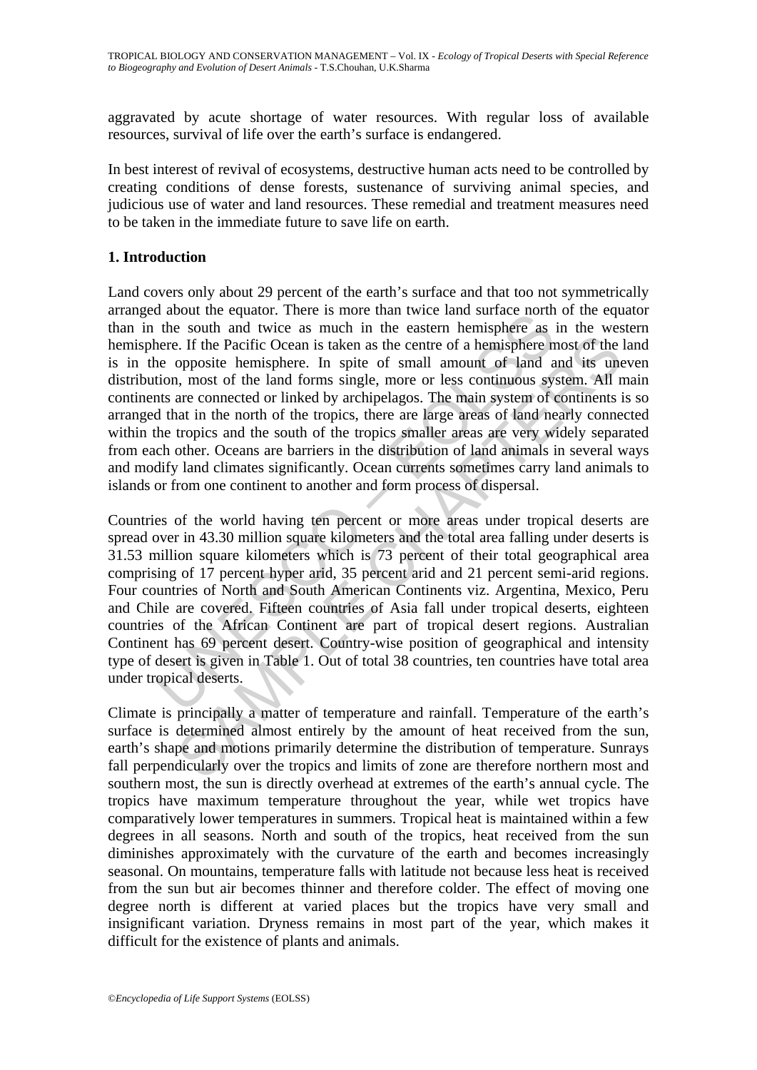aggravated by acute shortage of water resources. With regular loss of available resources, survival of life over the earth's surface is endangered.

In best interest of revival of ecosystems, destructive human acts need to be controlled by creating conditions of dense forests, sustenance of surviving animal species, and judicious use of water and land resources. These remedial and treatment measures need to be taken in the immediate future to save life on earth.

## 1. Introduction

Land covers only about 29 percent of the earth's surface and that too not symmetrically arranged about the equator. There is more than twice land surface north of the equator than in the south and twice as much in the eastern hemisphere as in the western hemisphere. If the Pacific Ocean is taken as the centre of a hemisphere most of the land is in the opposite hemisphere. In spite of small amount of land and its uneven distribution, most of the land forms single, more or less continuous system. All main continents are connected or linked by archipelagos. The main system of continents is so arranged that in the north of the tropics, there are large areas of land nearly connected within the tropics and the south of the tropics smaller areas are very widely separated from each other. Oceans are barriers in the distribution of land animals in several ways and modify land climates significantly. Ocean currents sometimes carry land animals to islands or from one continent to another and form process of dispersal.

Countries of the world having ten percent or more areas under tropical deserts are spread over in 43.30 million square kilometers and the total area falling under deserts is 31.53 million square kilometers which is 73 percent of their total geographical area comprising of 17 percent hyper arid, 35 percent arid and 21 percent semi-arid regions. Four countries of North and South American Continents viz. Argentina, Mexico, Peru and Chile are covered. Fifteen countries of Asia fall under tropical deserts, eighteen countries of the African Continent are part of tropical desert regions. Australian Continent has 69 percent desert. Country-wise position of geographical and intensity type of desert is given in Table 1. Out of total 38 countries, ten countries have total area under tropical deserts.

Climate is principally a matter of temperature and rainfall. Temperature of the earth's surface is determined almost entirely by the amount of heat received from the sun, earth's shape and motions primarily determine the distribution of temperature. Sunrays fall perpendicularly over the tropics and limits of zone are therefore northern most and southern most, the sun is directly overhead at extremes of the earth's annual cycle. The tropics have maximum temperature throughout the year, while wet tropics have comparatively lower temperatures in summers. Tropical heat is maintained within a few degrees in all seasons. North and south of the tropics, heat received from the sun diminishes approximately with the curvature of the earth and becomes increasingly seasonal. On mountains, temperature falls with latitude not because less heat is received from the sun but air becomes thinner and therefore colder. The effect of moving one degree north is different at varied places but the tropics have very small and insignificant variation. Dryness remains in most part of the year, which makes it difficult for the existence of plants and animals.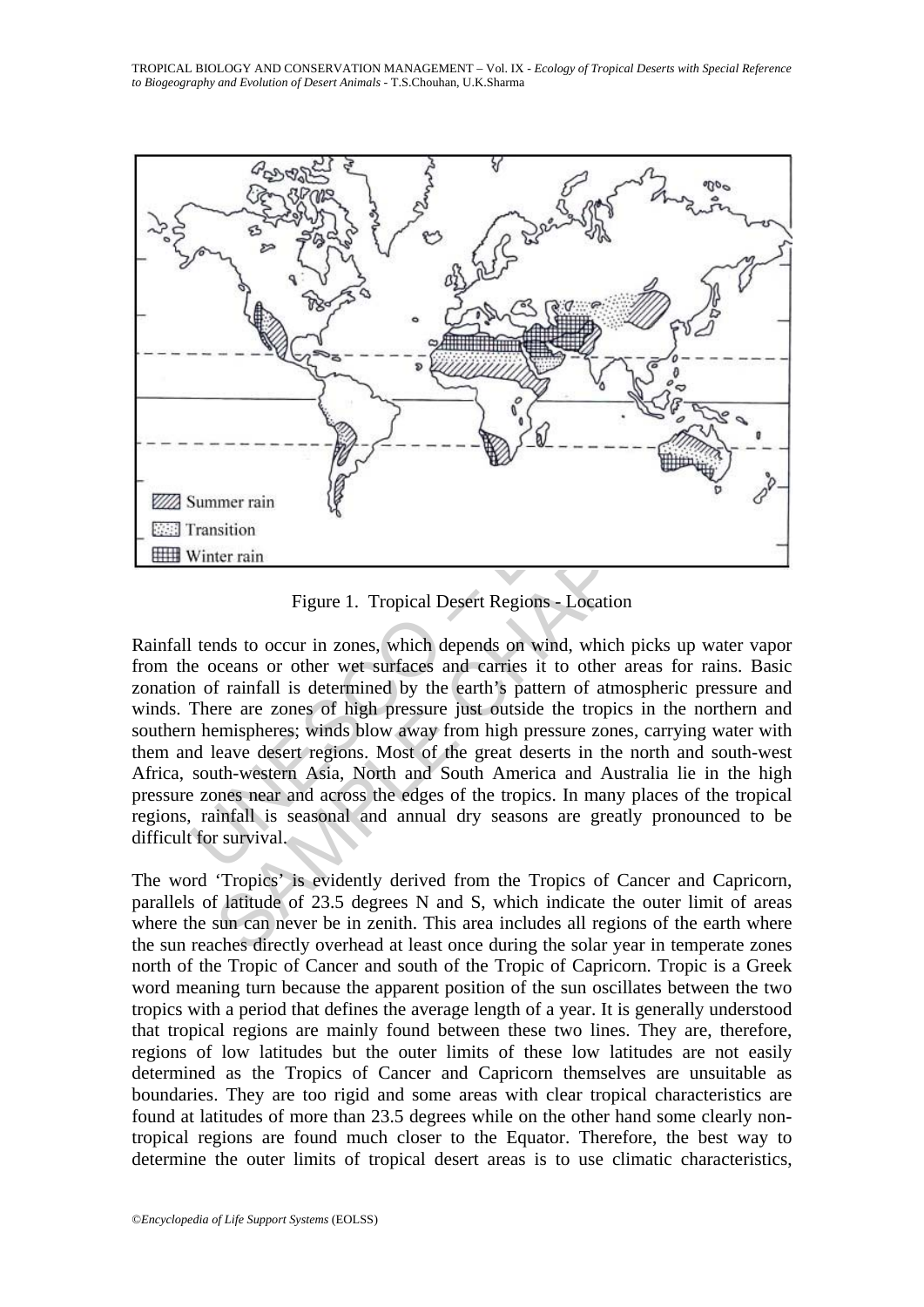Figure 1. Tropical Desert Regions - Location

Rainfall tends to occur in zones, which depends on wind, which picks up water vapor from the oceans or other wet surfaces and carries it to other areas for rains. Basic zonation of rainfall is determined by the earth's pattern of atmospheric pressure and winds. There are zones of high pressure just outside the tropics in the northern and southern hemispheres; winds blow away from high pressure zones, carrying water with them and leave desert regions. Most of the great deserts in the north and south-west Africa, south-western Asia, North and South America and Australia lie in the high pressure zones near and across the edges of the tropics. In many places of the tropical regions, rainfall is seasonal and annual dry seasons are greatly pronounced to be difficult for survival.

The word 'Tropics' is evidently derived from the Tropics of Cancer and Capricorn, parallels of latitude of 23.5 degrees N and S, which indicate the outer limit of areas where the sun can never be in zenith. This area includes all regions of the earth where the sun reaches directly overhead at least once during the solar year in temperate zones north of the Tropic of Cancer and south of the Tropic of Capricorn. Tropic is a Greek word meaning turn because the apparent position of the sun oscillates between the two tropics with a period that defines the average length of a year. It is generally understood that tropical regions are mainly found between these two lines. They are, therefore, regions of low latitudes but the outer limits of these low latitudes are not easily determined as the Tropics of Cancer and Capricorn themselves are unsuitable as boundaries. They are too rigid and some areas with clear tropical characteristics are found at latitudes of more than 23.5 degrees while on the other hand some clearly non-tropical regions are found much closer to the Equator. Therefore, the best way to determine the outer limits of tropical desert areas is to use climatic characteristics,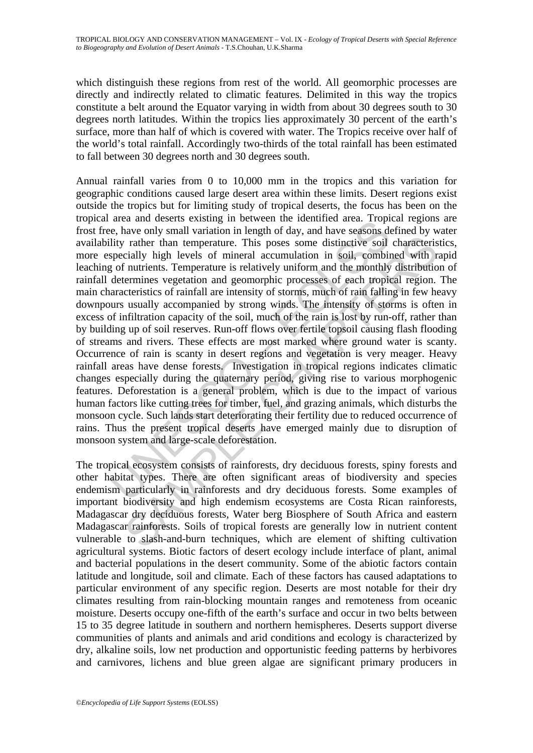which distinguish these regions from rest of the world. All geomorphic processes are directly and indirectly related to climatic features. Delimited in this way the tropics constitute a belt around the Equator varying in width from about 30 degrees south to 30 degrees north latitudes. Within the tropics lies approximately 30 percent of the earth's surface, more than half of which is covered with water. The Tropics receive over half of the world's total rainfall. Accordingly two-thirds of the total rainfall has been estimated to fall between 30 degrees north and 30 degrees south.

Annual rainfall varies from 0 to 10,000 mm in the tropics and this variation for geographic conditions caused large desert area within these limits. Desert regions exist outside the tropics but for limiting study of tropical deserts, the focus has been on the tropical area and deserts existing in between the identified area. Tropical regions are frost free, have only small variation in length of day, and have seasons defined by water availability rather than temperature. This poses some distinctive soil characteristics, more especially high levels of mineral accumulation in soil, combined with rapid leaching of nutrients. Temperature is relatively uniform and the monthly distribution of rainfall determines vegetation and geomorphic processes of each tropical region. The main characteristics of rainfall are intensity of storms, much of rain falling in few heavy downpours usually accompanied by strong winds. The intensity of storms is often in excess of infiltration capacity of the soil, much of the rain is lost by run-off, rather than by building up of soil reserves. Run-off flows over fertile topsoil causing flash flooding of streams and rivers. These effects are most marked where ground water is scanty. Occurrence of rain is scanty in desert regions and vegetation is very meager. Heavy rainfall areas have dense forests. Investigation in tropical regions indicates climatic changes especially during the quaternary period, giving rise to various morphogenic features. Deforestation is a general problem, which is due to the impact of various human factors like cutting trees for timber, fuel, and grazing animals, which disturbs the monsoon cycle. Such lands start deteriorating their fertility due to reduced occurrence of rains. Thus the present tropical deserts have emerged mainly due to disruption of monsoon system and large-scale deforestation.

The tropical ecosystem consists of rainforests, dry deciduous forests, spiny forests and other habitat types. There are often significant areas of biodiversity and species endemism particularly in rainforests and dry deciduous forests. Some examples of important biodiversity and high endemism ecosystems are Costa Rican rainforests, Madagascar dry deciduous forests, Water berg Biosphere of South Africa and eastern Madagascar rainforests. Soils of tropical forests are generally low in nutrient content vulnerable to slash-and-burn techniques, which are element of shifting cultivation agricultural systems. Biotic factors of desert ecology include interface of plant, animal and bacterial populations in the desert community. Some of the abiotic factors contain latitude and longitude, soil and climate. Each of these factors has caused adaptations to particular environment of any specific region. Deserts are most notable for their dry climates resulting from rain-blocking mountain ranges and remoteness from oceanic moisture. Deserts occupy one-fifth of the earth's surface and occur in two belts between 15 to 35 degree latitude in southern and northern hemispheres. Deserts support diverse communities of plants and animals and arid conditions and ecology is characterized by dry, alkaline soils, low net production and opportunistic feeding patterns by herbivores and carnivores, lichens and blue green algae are significant primary producers in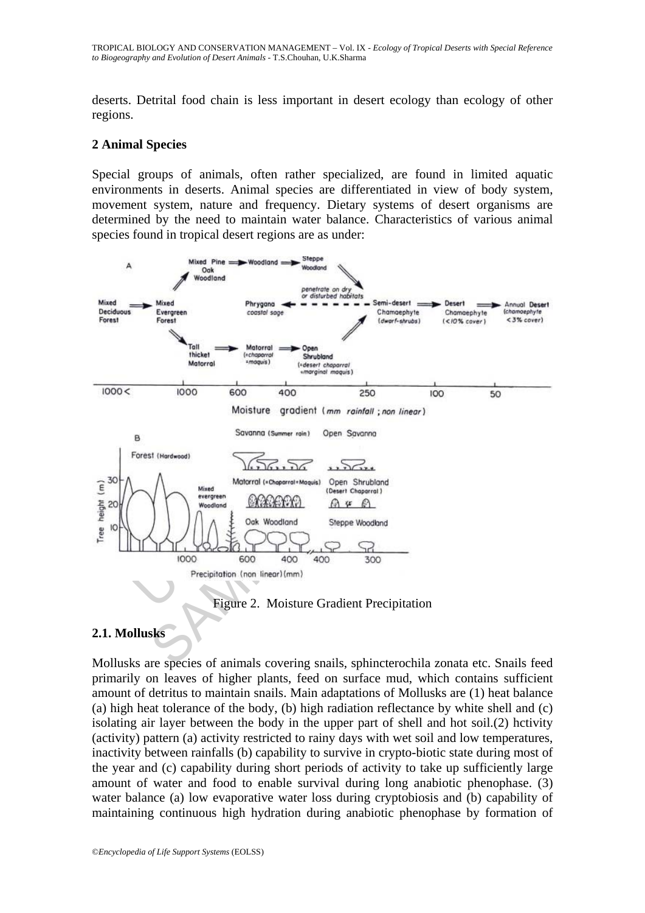deserts. Detrital food chain is less important in desert ecology than ecology of other regions.

## 2 Animal Species

Special groups of animals, often rather specialized, are found in limited aquatic environments in deserts. Animal species are differentiated in view of body system, movement system, nature and frequency. Dietary systems of desert organisms are determined by the need to maintain water balance. Characteristics of various animal species found in tropical desert regions are as under:

Figure 2. Moisture Gradient Precipitation

### 2.1. Mollusks

Mollusks are species of animals covering snails, sphincterochila zonata etc. Snails feed primarily on leaves of higher plants, feed on surface mud, which contains sufficient amount of detritus to maintain snails. Main adaptations of Mollusks are (1) heat balance (a) high heat tolerance of the body, (b) high radiation reflectance by white shell and (c) isolating air layer between the body in the upper part of shell and hot soil.(2) hctivity (activity) pattern (a) activity restricted to rainy days with wet soil and low temperatures, inactivity between rainfalls (b) capability to survive in crypto-biotic state during most of the year and (c) capability during short periods of activity to take up sufficiently large amount of water and food to enable survival during long anabiotic phenophase. (3) water balance (a) low evaporative water loss during cryptobiosis and (b) capability of maintaining continuous high hydration during anabiotic phenophase by formation of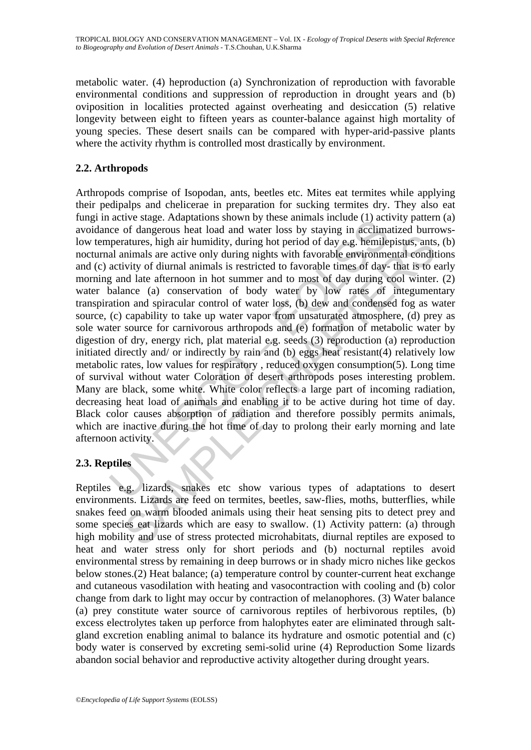metabolic water. (4) heproduction (a) Synchronization of reproduction with favorable environmental conditions and suppression of reproduction in drought years and (b) oviposition in localities protected against overheating and desiccation (5) relative longevity between eight to fifteen years as counter-balance against high mortality of young species. These desert snails can be compared with hyper-arid-passive plants where the activity rhythm is controlled most drastically by environment.

## 2.2. Arthropods

Arthropods comprise of Isopodan, ants, beetles etc. Mites eat termites while applying their pedipalps and chelicerae in preparation for sucking termites dry. They also eat fungi in active stage. Adaptations shown by these animals include (1) activity pattern (a) avoidance of dangerous heat load and water loss by staying in acclimatized burrows-low temperatures, high air humidity, during hot period of day e.g. hemilepistus, ants, (b) nocturnal animals are active only during nights with favorable environmental conditions and (c) activity of diurnal animals is restricted to favorable times of day- that is to early morning and late afternoon in hot summer and to most of day during cool winter. (2) water balance (a) conservation of body water by low rates of integumentary transpiration and spiracular control of water loss, (b) dew and condensed fog as water source, (c) capability to take up water vapor from unsaturated atmosphere, (d) prey as sole water source for carnivorous arthropods and (e) formation of metabolic water by digestion of dry, energy rich, plat material e.g. seeds (3) reproduction (a) reproduction initiated directly and/ or indirectly by rain and (b) eggs heat resistant(4) relatively low metabolic rates, low values for respiratory , reduced oxygen consumption(5). Long time of survival without water Coloration of desert arthropods poses interesting problem. Many are black, some white. White color reflects a large part of incoming radiation, decreasing heat load of animals and enabling it to be active during hot time of day. Black color causes absorption of radiation and therefore possibly permits animals, which are inactive during the hot time of day to prolong their early morning and late afternoon activity.

## 2.3. Reptiles

Reptiles e.g. lizards, snakes etc show various types of adaptations to desert environments. Lizards are feed on termites, beetles, saw-flies, moths, butterflies, while snakes feed on warm blooded animals using their heat sensing pits to detect prey and some species eat lizards which are easy to swallow. (1) Activity pattern: (a) through high mobility and use of stress protected microhabitats, diurnal reptiles are exposed to heat and water stress only for short periods and (b) nocturnal reptiles avoid environmental stress by remaining in deep burrows or in shady micro niches like geckos below stones.(2) Heat balance; (a) temperature control by counter-current heat exchange and cutaneous vasodilation with heating and vasocontraction with cooling and (b) color change from dark to light may occur by contraction of melanophores. (3) Water balance (a) prey constitute water source of carnivorous reptiles of herbivorous reptiles, (b) excess electrolytes taken up perforce from halophytes eater are eliminated through salt-gland excretion enabling animal to balance its hydrature and osmotic potential and (c) body water is conserved by excreting semi-solid urine (4) Reproduction Some lizards abandon social behavior and reproductive activity altogether during drought years.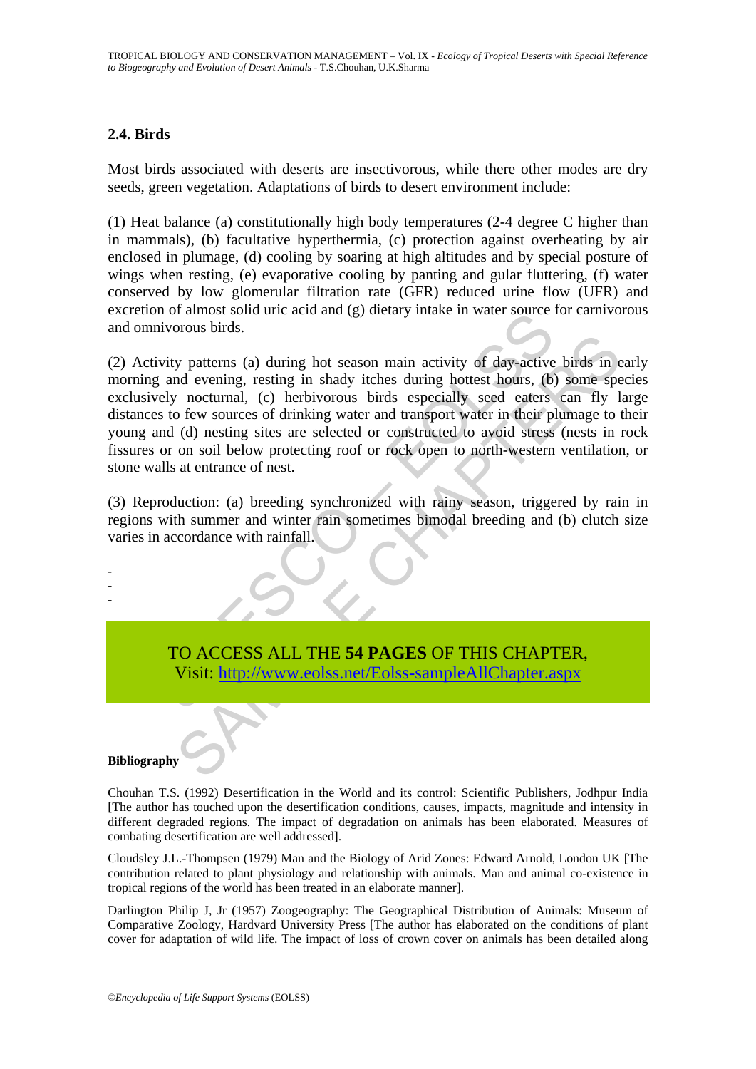## 2.4. Birds

Most birds associated with deserts are insectivorous, while there other modes are dry seeds, green vegetation. Adaptations of birds to desert environment include:

(1) Heat balance (a) constitutionally high body temperatures (2-4 degree C higher than in mammals), (b) facultative hyperthermia, (c) protection against overheating by air enclosed in plumage, (d) cooling by soaring at high altitudes and by special posture of wings when resting, (e) evaporative cooling by panting and gular fluttering, (f) water conserved by low glomerular filtration rate (GFR) reduced urine flow (UFR) and excretion of almost solid uric acid and (g) dietary intake in water source for carnivorous and omnivorous birds.

(2) Activity patterns (a) during hot season main activity of day-active birds in early morning and evening, resting in shady itches during hottest hours, (b) some species exclusively nocturnal, (c) herbivorous birds especially seed eaters can fly large distances to few sources of drinking water and transport water in their plumage to their young and (d) nesting sites are selected or constructed to avoid stress (nests in rock fissures or on soil below protecting roof or rock open to north-western ventilation, or stone walls at entrance of nest.

(3) Reproduction: (a) breeding synchronized with rainy season, triggered by rain in regions with summer and winter rain sometimes bimodal breeding and (b) clutch size varies in accordance with rainfall.

-
-
-

TO ACCESS ALL THE **54 PAGES** OF THIS CHAPTER,
Visit: http://www.eolss.net/Eolss-sampleAllChapter.aspx

**Bibliography**

Chouhan T.S. (1992) Desertification in the World and its control: Scientific Publishers, Jodhpur India [The author has touched upon the desertification conditions, causes, impacts, magnitude and intensity in different degraded regions. The impact of degradation on animals has been elaborated. Measures of combating desertification are well addressed].

Cloudsley J.L.-Thompsen (1979) Man and the Biology of Arid Zones: Edward Arnold, London UK [The contribution related to plant physiology and relationship with animals. Man and animal co-existence in tropical regions of the world has been treated in an elaborate manner].

Darlington Philip J, Jr (1957) Zoogeography: The Geographical Distribution of Animals: Museum of Comparative Zoology, Hardvard University Press [The author has elaborated on the conditions of plant cover for adaptation of wild life. The impact of loss of crown cover on animals has been detailed along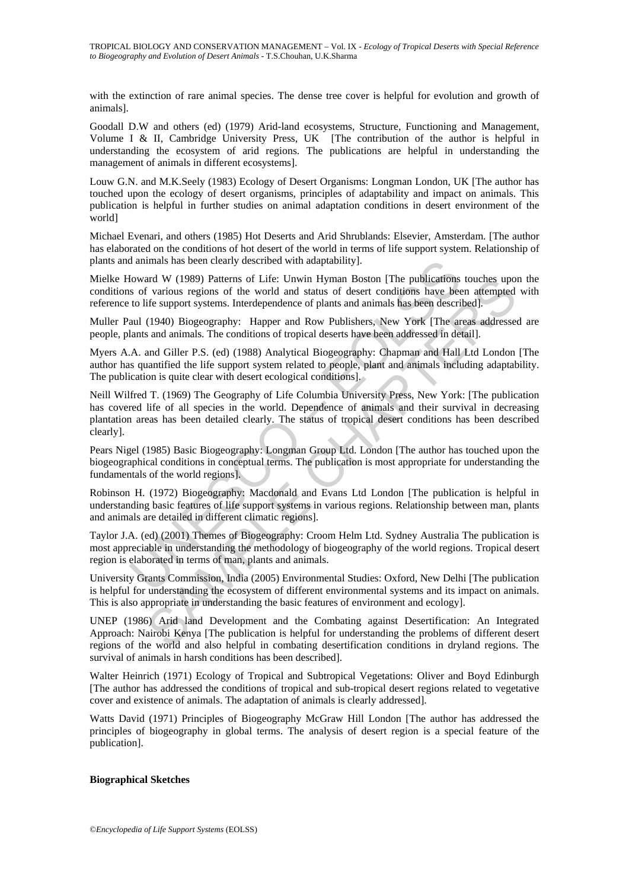with the extinction of rare animal species. The dense tree cover is helpful for evolution and growth of animals].

Goodall D.W and others (ed) (1979) Arid-land ecosystems, Structure, Functioning and Management, Volume I & II, Cambridge University Press, UK [The contribution of the author is helpful in understanding the ecosystem of arid regions. The publications are helpful in understanding the management of animals in different ecosystems].

Louw G.N. and M.K.Seely (1983) Ecology of Desert Organisms: Longman London, UK [The author has touched upon the ecology of desert organisms, principles of adaptability and impact on animals. This publication is helpful in further studies on animal adaptation conditions in desert environment of the world]

Michael Evenari, and others (1985) Hot Deserts and Arid Shrublands: Elsevier, Amsterdam. [The author has elaborated on the conditions of hot desert of the world in terms of life support system. Relationship of plants and animals has been clearly described with adaptability].

Mielke Howard W (1989) Patterns of Life: Unwin Hyman Boston [The publications touches upon the conditions of various regions of the world and status of desert conditions have been attempted with reference to life support systems. Interdependence of plants and animals has been described].

Muller Paul (1940) Biogeography: Happer and Row Publishers, New York [The areas addressed are people, plants and animals. The conditions of tropical deserts have been addressed in detail].

Myers A.A. and Giller P.S. (ed) (1988) Analytical Biogeography: Chapman and Hall Ltd London [The author has quantified the life support system related to people, plant and animals including adaptability. The publication is quite clear with desert ecological conditions].

Neill Wilfred T. (1969) The Geography of Life Columbia University Press, New York: [The publication has covered life of all species in the world. Dependence of animals and their survival in decreasing plantation areas has been detailed clearly. The status of tropical desert conditions has been described clearly].

Pears Nigel (1985) Basic Biogeography: Longman Group Ltd. London [The author has touched upon the biogeographical conditions in conceptual terms. The publication is most appropriate for understanding the fundamentals of the world regions].

Robinson H. (1972) Biogeography: Macdonald and Evans Ltd London [The publication is helpful in understanding basic features of life support systems in various regions. Relationship between man, plants and animals are detailed in different climatic regions].

Taylor J.A. (ed) (2001) Themes of Biogeography: Croom Helm Ltd. Sydney Australia The publication is most appreciable in understanding the methodology of biogeography of the world regions. Tropical desert region is elaborated in terms of man, plants and animals.

University Grants Commission, India (2005) Environmental Studies: Oxford, New Delhi [The publication is helpful for understanding the ecosystem of different environmental systems and its impact on animals. This is also appropriate in understanding the basic features of environment and ecology].

UNEP (1986) Arid land Development and the Combating against Desertification: An Integrated Approach: Nairobi Kenya [The publication is helpful for understanding the problems of different desert regions of the world and also helpful in combating desertification conditions in dryland regions. The survival of animals in harsh conditions has been described].

Walter Heinrich (1971) Ecology of Tropical and Subtropical Vegetations: Oliver and Boyd Edinburgh [The author has addressed the conditions of tropical and sub-tropical desert regions related to vegetative cover and existence of animals. The adaptation of animals is clearly addressed].

Watts David (1971) Principles of Biogeography McGraw Hill London [The author has addressed the principles of biogeography in global terms. The analysis of desert region is a special feature of the publication].

**Biographical Sketches**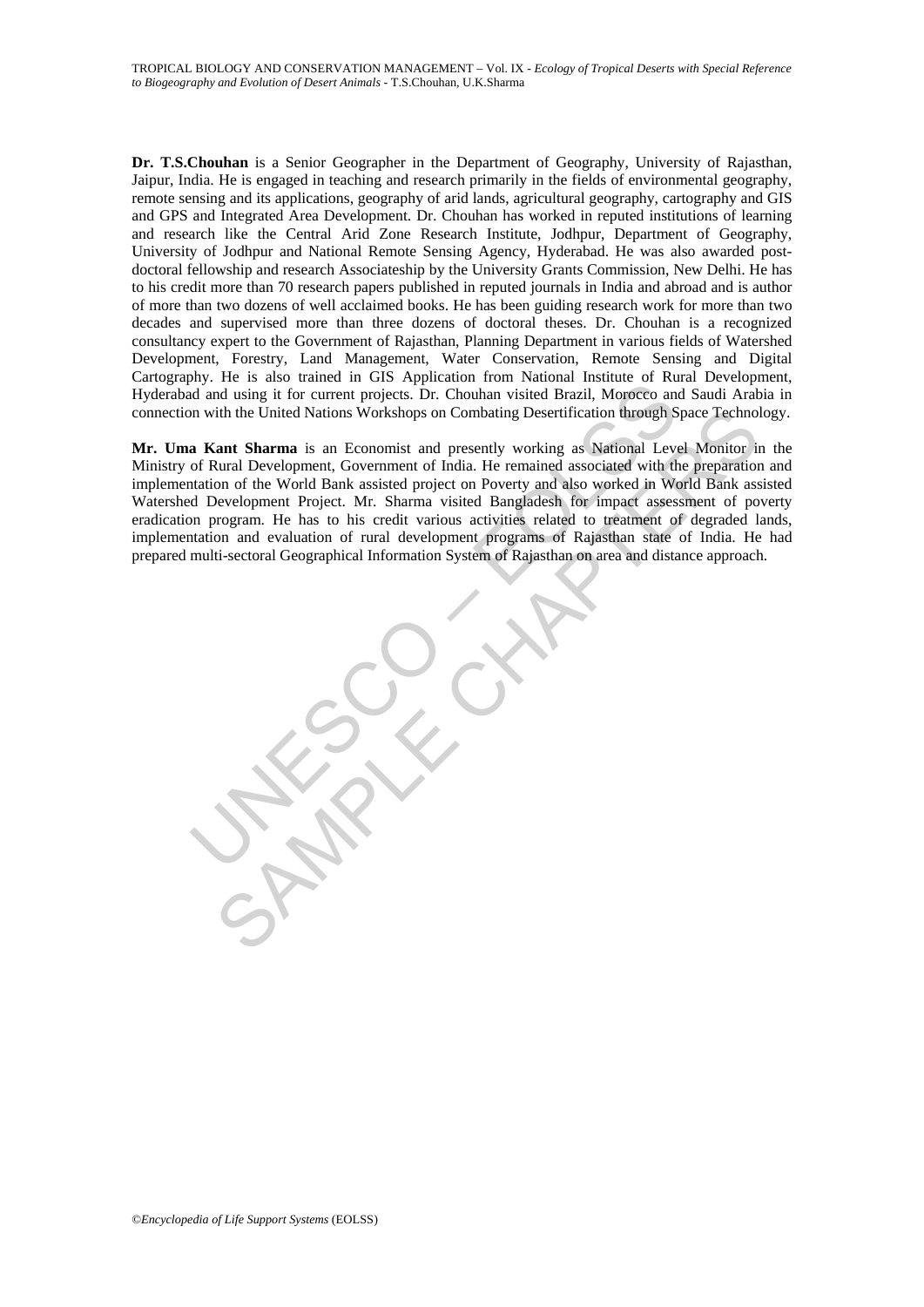**Dr. T.S.Chouhan** is a Senior Geographer in the Department of Geography, University of Rajasthan, Jaipur, India. He is engaged in teaching and research primarily in the fields of environmental geography, remote sensing and its applications, geography of arid lands, agricultural geography, cartography and GIS and GPS and Integrated Area Development. Dr. Chouhan has worked in reputed institutions of learning and research like the Central Arid Zone Research Institute, Jodhpur, Department of Geography, University of Jodhpur and National Remote Sensing Agency, Hyderabad. He was also awarded post-doctoral fellowship and research Associateship by the University Grants Commission, New Delhi. He has to his credit more than 70 research papers published in reputed journals in India and abroad and is author of more than two dozens of well acclaimed books. He has been guiding research work for more than two decades and supervised more than three dozens of doctoral theses. Dr. Chouhan is a recognized consultancy expert to the Government of Rajasthan, Planning Department in various fields of Watershed Development, Forestry, Land Management, Water Conservation, Remote Sensing and Digital Cartography. He is also trained in GIS Application from National Institute of Rural Development, Hyderabad and using it for current projects. Dr. Chouhan visited Brazil, Morocco and Saudi Arabia in connection with the United Nations Workshops on Combating Desertification through Space Technology.

**Mr. Uma Kant Sharma** is an Economist and presently working as National Level Monitor in the Ministry of Rural Development, Government of India. He remained associated with the preparation and implementation of the World Bank assisted project on Poverty and also worked in World Bank assisted Watershed Development Project. Mr. Sharma visited Bangladesh for impact assessment of poverty eradication program. He has to his credit various activities related to treatment of degraded lands, implementation and evaluation of rural development programs of Rajasthan state of India. He had prepared multi-sectoral Geographical Information System of Rajasthan on area and distance approach.